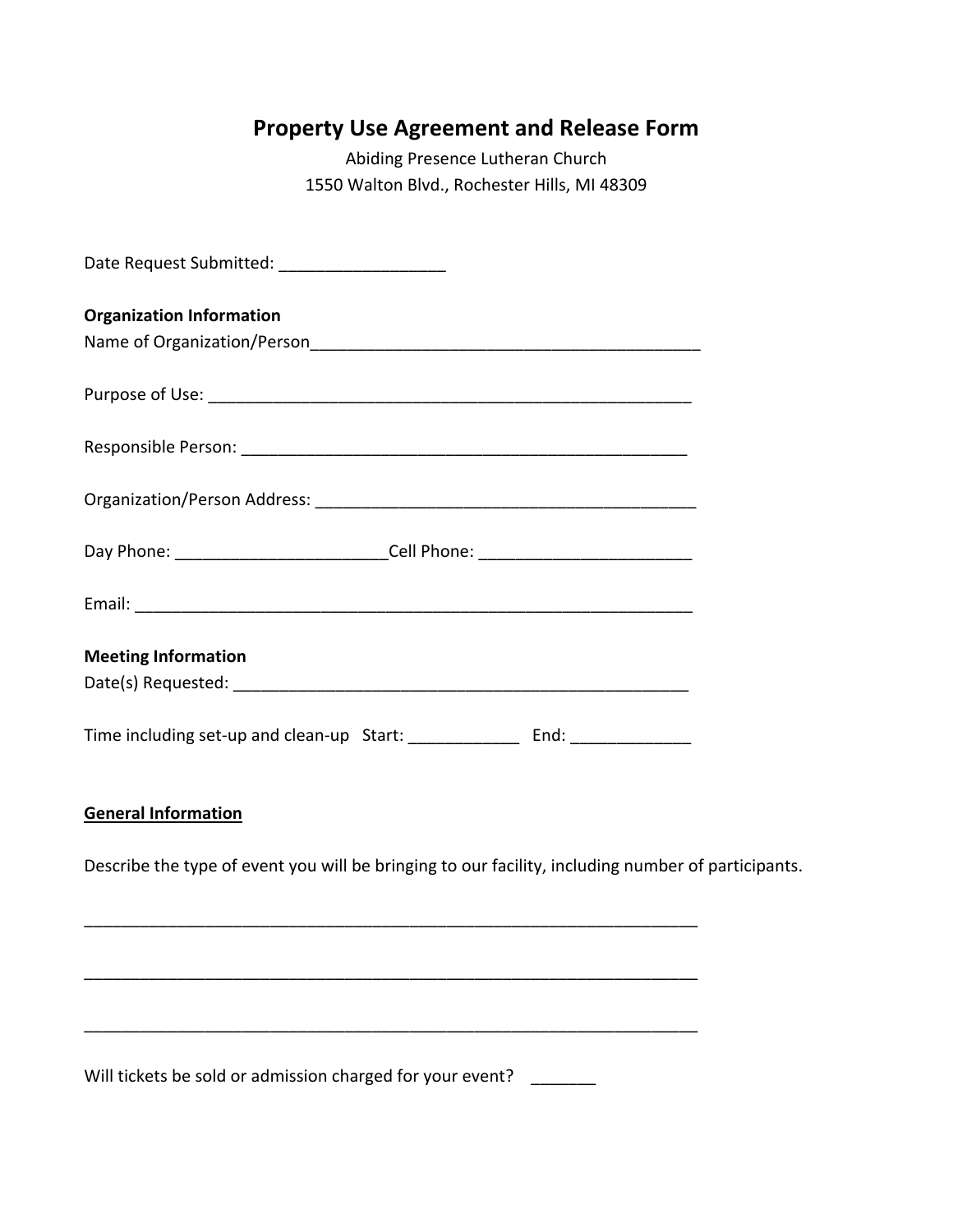# Property Use Agreement and Release Form

Abiding Presence Lutheran Church
1550 Walton Blvd., Rochester Hills, MI 48309

Date Request Submitted: __________________

**Organization Information**

Name of Organization/Person___________________________________________

Purpose of Use: _____________________________________________________

Responsible Person: __________________________________________________

Organization/Person Address: __________________________________________

Day Phone: _______________________Cell Phone: _______________________

Email: ______________________________________________________________

**Meeting Information**

Date(s) Requested: ___________________________________________________

Time including set-up and clean-up Start: ____________ End: _____________

**<u>General Information</u>**

Describe the type of event you will be bringing to our facility, including number of participants.

_____________________________________________________________________

_____________________________________________________________________

_____________________________________________________________________

Will tickets be sold or admission charged for your event? _______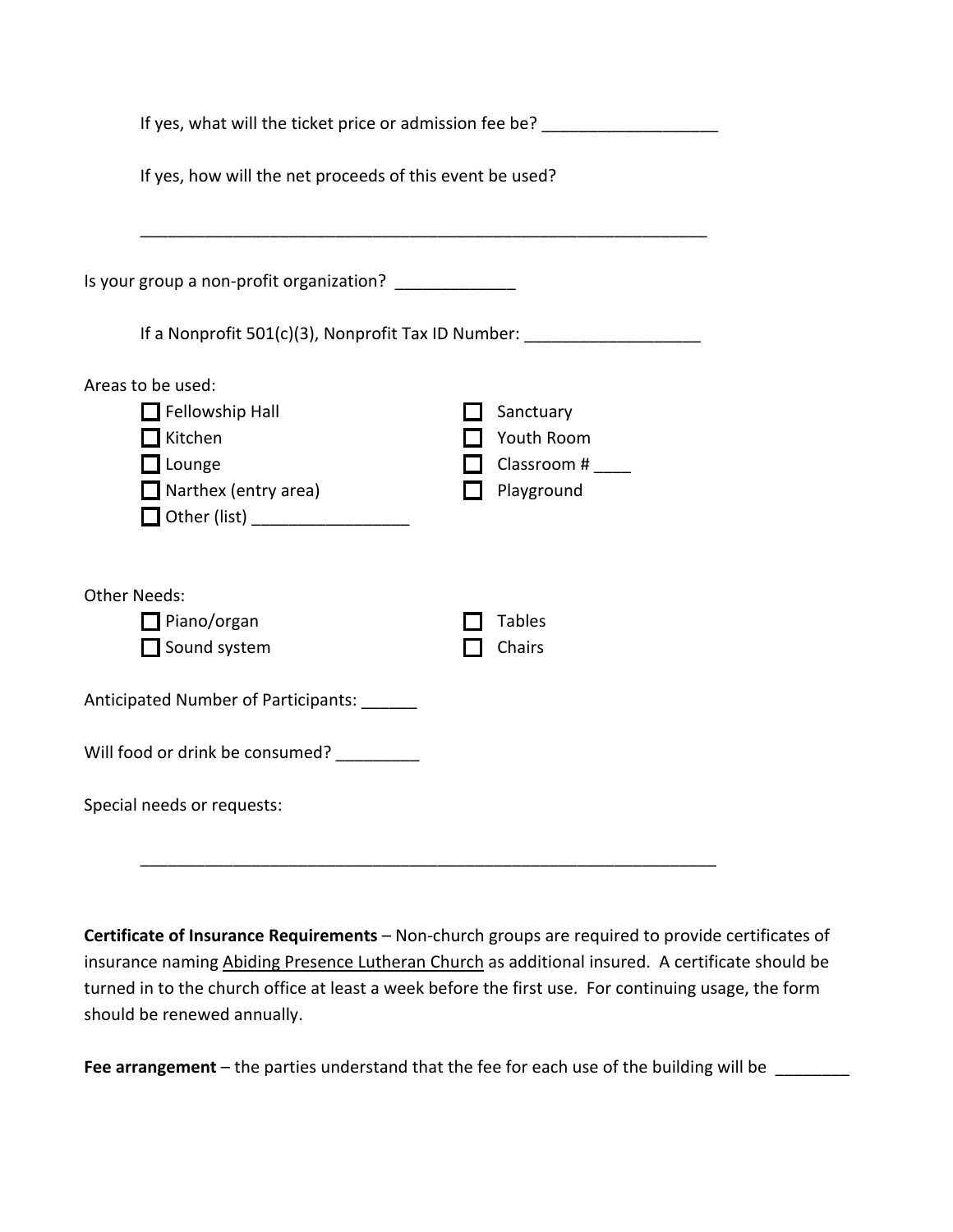If yes, what will the ticket price or admission fee be? ___________________

If yes, how will the net proceeds of this event be used?

_______________________________________________________________

Is your group a non-profit organization? _____________

If a Nonprofit 501(c)(3), Nonprofit Tax ID Number: ___________________

Areas to be used:

- ☐ Fellowship Hall
- ☐ Kitchen
- ☐ Lounge
- ☐ Narthex (entry area)
- ☐ Other (list) _________________
- ☐ Sanctuary
- ☐ Youth Room
- ☐ Classroom # ____
- ☐ Playground

Other Needs:

- ☐ Piano/organ
- ☐ Sound system
- ☐ Tables
- ☐ Chairs

Anticipated Number of Participants: ______

Will food or drink be consumed? _________

Special needs or requests:

_______________________________________________________________

**Certificate of Insurance Requirements** – Non-church groups are required to provide certificates of insurance naming Abiding Presence Lutheran Church as additional insured. A certificate should be turned in to the church office at least a week before the first use. For continuing usage, the form should be renewed annually.

**Fee arrangement** – the parties understand that the fee for each use of the building will be ________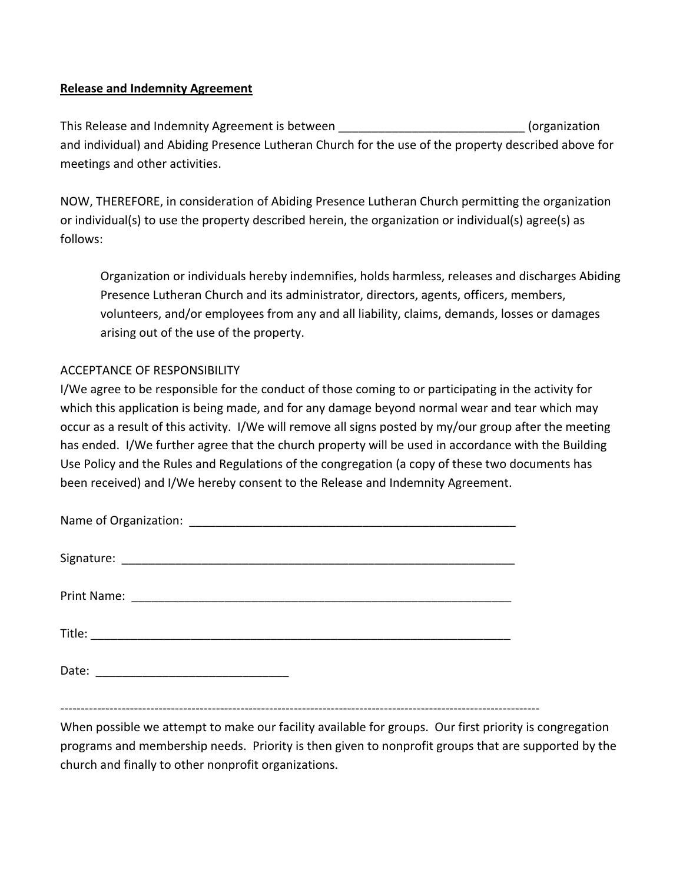**Release and Indemnity Agreement**

This Release and Indemnity Agreement is between ___________________________ (organization and individual) and Abiding Presence Lutheran Church for the use of the property described above for meetings and other activities.

NOW, THEREFORE, in consideration of Abiding Presence Lutheran Church permitting the organization or individual(s) to use the property described herein, the organization or individual(s) agree(s) as follows:

> Organization or individuals hereby indemnifies, holds harmless, releases and discharges Abiding Presence Lutheran Church and its administrator, directors, agents, officers, members, volunteers, and/or employees from any and all liability, claims, demands, losses or damages arising out of the use of the property.

ACCEPTANCE OF RESPONSIBILITY

I/We agree to be responsible for the conduct of those coming to or participating in the activity for which this application is being made, and for any damage beyond normal wear and tear which may occur as a result of this activity. I/We will remove all signs posted by my/our group after the meeting has ended. I/We further agree that the church property will be used in accordance with the Building Use Policy and the Rules and Regulations of the congregation (a copy of these two documents has been received) and I/We hereby consent to the Release and Indemnity Agreement.

Name of Organization: ___________________________________________________

Signature: ______________________________________________________________

Print Name: ____________________________________________________________

Title: _________________________________________________________________

Date: _____________________________

---

When possible we attempt to make our facility available for groups. Our first priority is congregation programs and membership needs. Priority is then given to nonprofit groups that are supported by the church and finally to other nonprofit organizations.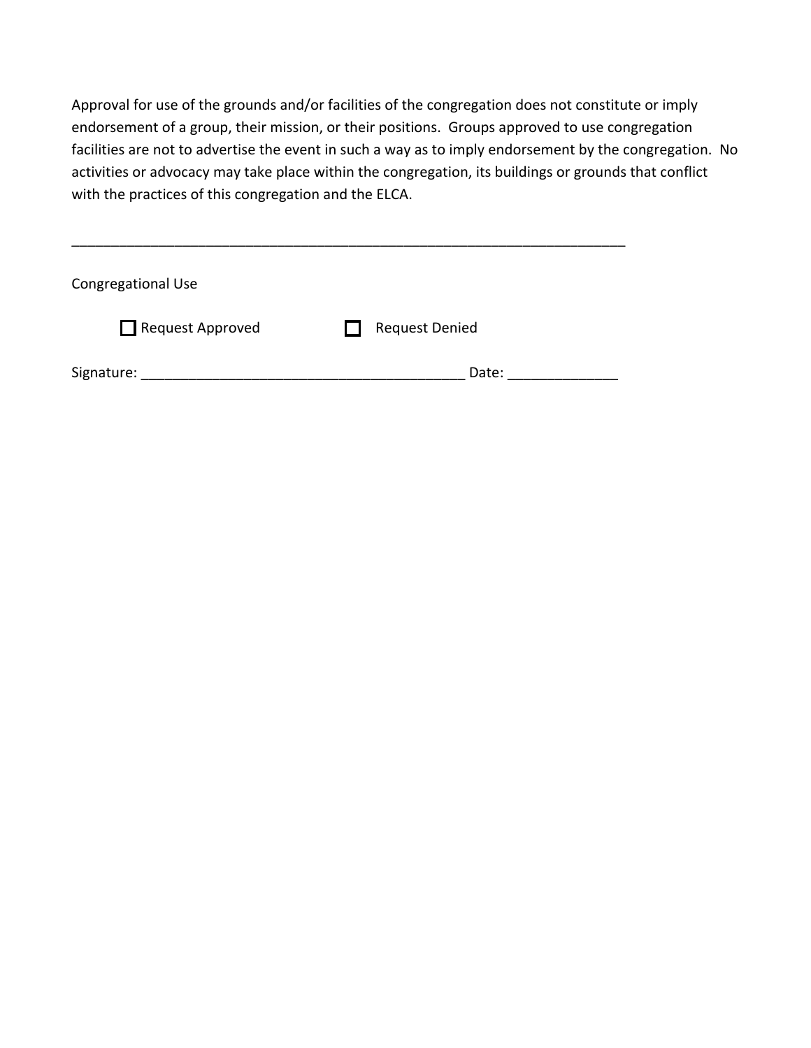Approval for use of the grounds and/or facilities of the congregation does not constitute or imply endorsement of a group, their mission, or their positions. Groups approved to use congregation facilities are not to advertise the event in such a way as to imply endorsement by the congregation. No activities or advocacy may take place within the congregation, its buildings or grounds that conflict with the practices of this congregation and the ELCA.

______________________________________________________________________________

Congregational Use

☐ Request Approved ☐ Request Denied

Signature: ____________________________________________ Date: ______________